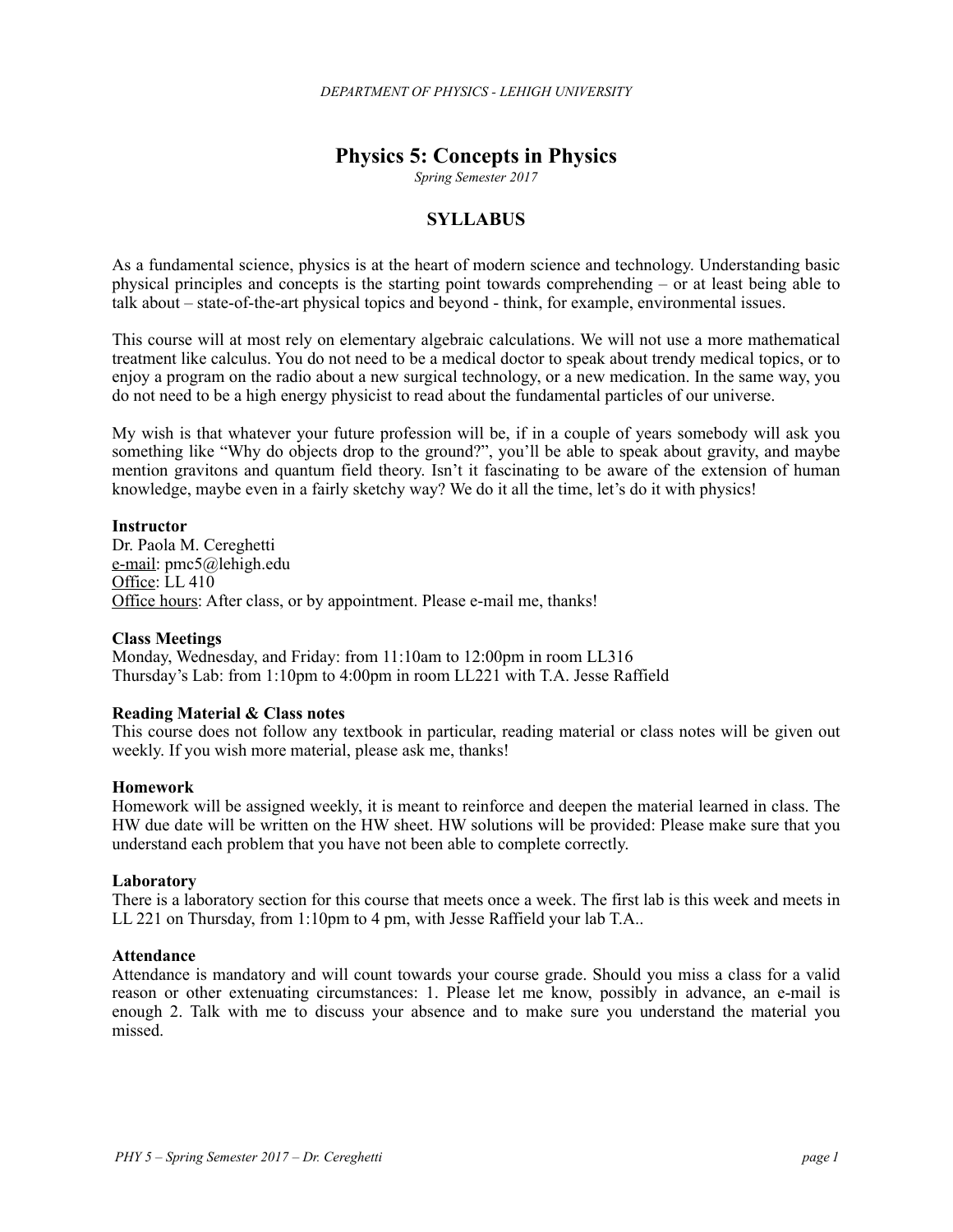*DEPARTMENT OF PHYSICS - LEHIGH UNIVERSITY*

# Physics 5: Concepts in Physics

*Spring Semester 2017*

## SYLLABUS

As a fundamental science, physics is at the heart of modern science and technology. Understanding basic physical principles and concepts is the starting point towards comprehending – or at least being able to talk about – state-of-the-art physical topics and beyond - think, for example, environmental issues.

This course will at most rely on elementary algebraic calculations. We will not use a more mathematical treatment like calculus. You do not need to be a medical doctor to speak about trendy medical topics, or to enjoy a program on the radio about a new surgical technology, or a new medication. In the same way, you do not need to be a high energy physicist to read about the fundamental particles of our universe.

My wish is that whatever your future profession will be, if in a couple of years somebody will ask you something like "Why do objects drop to the ground?", you'll be able to speak about gravity, and maybe mention gravitons and quantum field theory. Isn't it fascinating to be aware of the extension of human knowledge, maybe even in a fairly sketchy way? We do it all the time, let's do it with physics!

**Instructor**
Dr. Paola M. Cereghetti
e-mail: pmc5@lehigh.edu
Office: LL 410
Office hours: After class, or by appointment. Please e-mail me, thanks!

**Class Meetings**
Monday, Wednesday, and Friday: from 11:10am to 12:00pm in room LL316
Thursday's Lab: from 1:10pm to 4:00pm in room LL221 with T.A. Jesse Raffield

**Reading Material & Class notes**
This course does not follow any textbook in particular, reading material or class notes will be given out weekly. If you wish more material, please ask me, thanks!

**Homework**
Homework will be assigned weekly, it is meant to reinforce and deepen the material learned in class. The HW due date will be written on the HW sheet. HW solutions will be provided: Please make sure that you understand each problem that you have not been able to complete correctly.

**Laboratory**
There is a laboratory section for this course that meets once a week. The first lab is this week and meets in LL 221 on Thursday, from 1:10pm to 4 pm, with Jesse Raffield your lab T.A..

**Attendance**
Attendance is mandatory and will count towards your course grade. Should you miss a class for a valid reason or other extenuating circumstances: 1. Please let me know, possibly in advance, an e-mail is enough 2. Talk with me to discuss your absence and to make sure you understand the material you missed.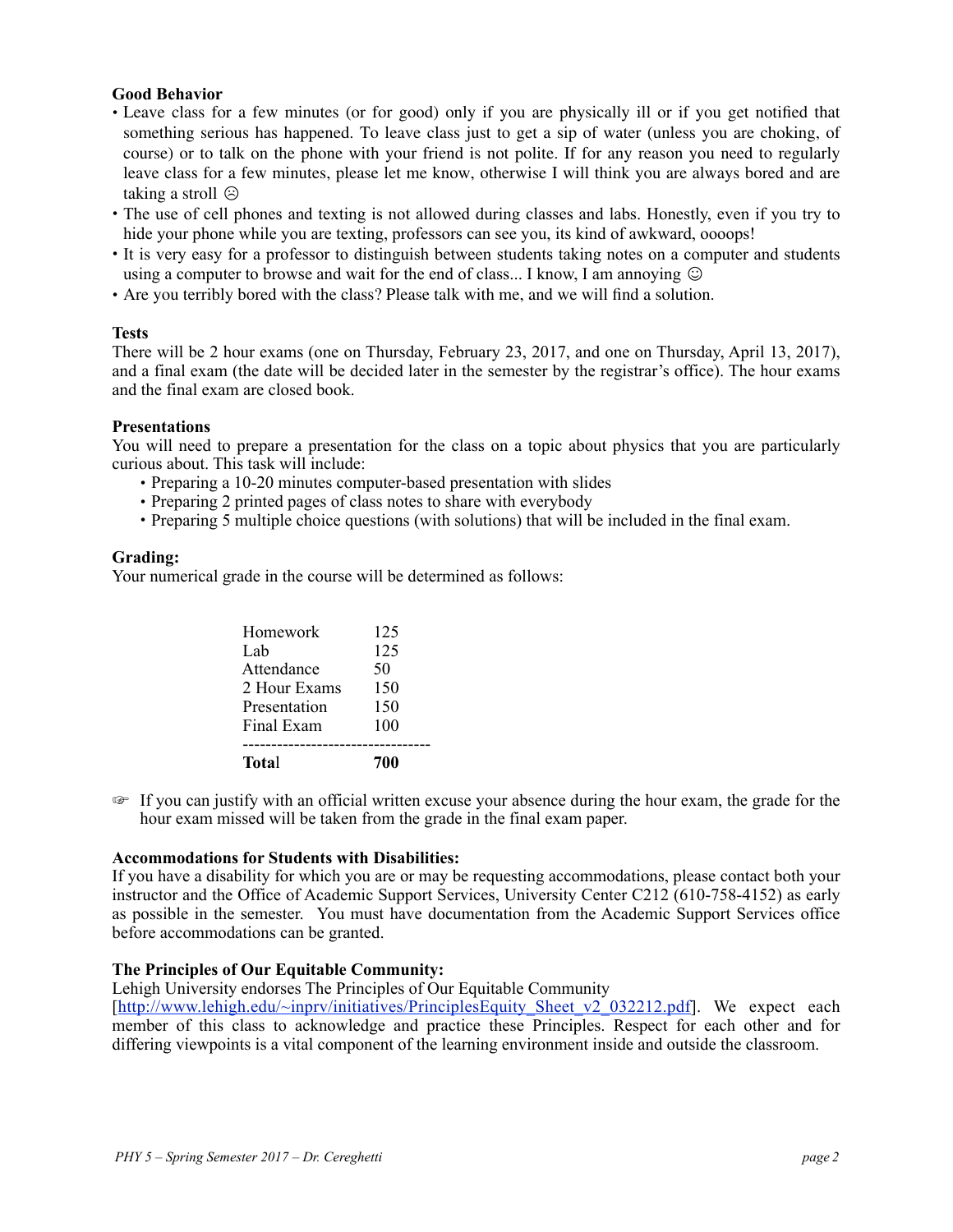**Good Behavior**

- Leave class for a few minutes (or for good) only if you are physically ill or if you get notified that something serious has happened. To leave class just to get a sip of water (unless you are choking, of course) or to talk on the phone with your friend is not polite. If for any reason you need to regularly leave class for a few minutes, please let me know, otherwise I will think you are always bored and are taking a stroll ☹
- The use of cell phones and texting is not allowed during classes and labs. Honestly, even if you try to hide your phone while you are texting, professors can see you, its kind of awkward, oooops!
- It is very easy for a professor to distinguish between students taking notes on a computer and students using a computer to browse and wait for the end of class... I know, I am annoying ☺
- Are you terribly bored with the class? Please talk with me, and we will find a solution.

**Tests**

There will be 2 hour exams (one on Thursday, February 23, 2017, and one on Thursday, April 13, 2017), and a final exam (the date will be decided later in the semester by the registrar's office). The hour exams and the final exam are closed book.

**Presentations**

You will need to prepare a presentation for the class on a topic about physics that you are particularly curious about. This task will include:

- Preparing a 10-20 minutes computer-based presentation with slides
- Preparing 2 printed pages of class notes to share with everybody
- Preparing 5 multiple choice questions (with solutions) that will be included in the final exam.

**Grading:**

Your numerical grade in the course will be determined as follows:

| | |
|---|---|
| Homework | 125 |
| Lab | 125 |
| Attendance | 50 |
| 2 Hour Exams | 150 |
| Presentation | 150 |
| Final Exam | 100 |
| **Total** | **700** |

☞ If you can justify with an official written excuse your absence during the hour exam, the grade for the hour exam missed will be taken from the grade in the final exam paper.

**Accommodations for Students with Disabilities:**

If you have a disability for which you are or may be requesting accommodations, please contact both your instructor and the Office of Academic Support Services, University Center C212 (610-758-4152) as early as possible in the semester. You must have documentation from the Academic Support Services office before accommodations can be granted.

**The Principles of Our Equitable Community:**

Lehigh University endorses The Principles of Our Equitable Community [http://www.lehigh.edu/~inprv/initiatives/PrinciplesEquity_Sheet_v2_032212.pdf]. We expect each member of this class to acknowledge and practice these Principles. Respect for each other and for differing viewpoints is a vital component of the learning environment inside and outside the classroom.